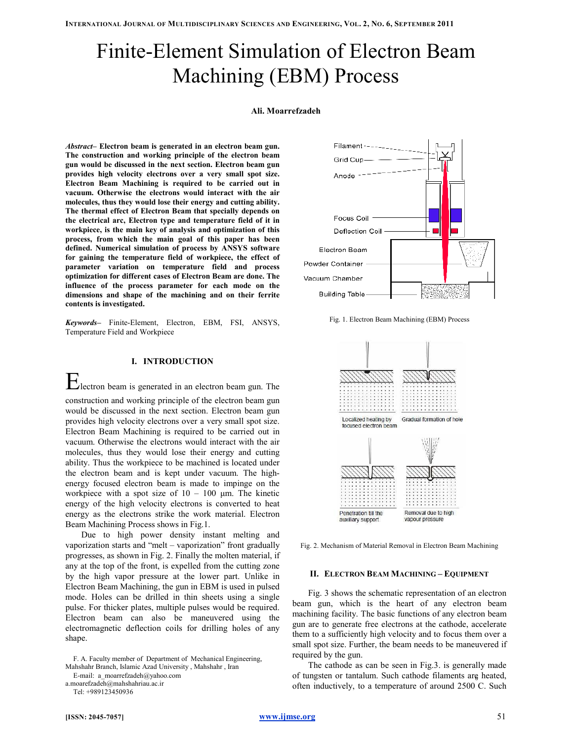# Finite-Element Simulation of Electron Beam Machining (EBM) Process

**Ali. Moarrefzadeh**

***Abstract*– Electron beam is generated in an electron beam gun. The construction and working principle of the electron beam gun would be discussed in the next section. Electron beam gun provides high velocity electrons over a very small spot size. Electron Beam Machining is required to be carried out in vacuum. Otherwise the electrons would interact with the air molecules, thus they would lose their energy and cutting ability. The thermal effect of Electron Beam that specially depends on the electrical arc, Electron type and temperature field of it in workpiece, is the main key of analysis and optimization of this process, from which the main goal of this paper has been defined. Numerical simulation of process by ANSYS software for gaining the temperature field of workpiece, the effect of parameter variation on temperature field and process optimization for different cases of Electron Beam are done. The influence of the process parameter for each mode on the dimensions and shape of the machining and on their ferrite contents is investigated.**

***Keywords*–** Finite-Element, Electron, EBM, FSI, ANSYS, Temperature Field and Workpiece

## I. INTRODUCTION

Electron beam is generated in an electron beam gun. The construction and working principle of the electron beam gun would be discussed in the next section. Electron beam gun provides high velocity electrons over a very small spot size. Electron Beam Machining is required to be carried out in vacuum. Otherwise the electrons would interact with the air molecules, thus they would lose their energy and cutting ability. Thus the workpiece to be machined is located under the electron beam and is kept under vacuum. The high-energy focused electron beam is made to impinge on the workpiece with a spot size of 10 – 100 μm. The kinetic energy of the high velocity electrons is converted to heat energy as the electrons strike the work material. Electron Beam Machining Process shows in Fig.1.

Due to high power density instant melting and vaporization starts and "melt – vaporization" front gradually progresses, as shown in Fig. 2. Finally the molten material, if any at the top of the front, is expelled from the cutting zone by the high vapor pressure at the lower part. Unlike in Electron Beam Machining, the gun in EBM is used in pulsed mode. Holes can be drilled in thin sheets using a single pulse. For thicker plates, multiple pulses would be required. Electron beam can also be maneuvered using the electromagnetic deflection coils for drilling holes of any shape.

F. A. Faculty member of Department of Mechanical Engineering, Mahshahr Branch, Islamic Azad University , Mahshahr , Iran

E-mail: a_moarrefzadeh@yahoo.com
a.moarefzadeh@mahshahriau.ac.ir

Tel: +989123450936

Fig. 1. Electron Beam Machining (EBM) Process

Fig. 2. Mechanism of Material Removal in Electron Beam Machining

## II. ELECTRON BEAM MACHINING – EQUIPMENT

Fig. 3 shows the schematic representation of an electron beam gun, which is the heart of any electron beam machining facility. The basic functions of any electron beam gun are to generate free electrons at the cathode, accelerate them to a sufficiently high velocity and to focus them over a small spot size. Further, the beam needs to be maneuvered if required by the gun.

The cathode as can be seen in Fig.3. is generally made of tungsten or tantalum. Such cathode filaments are heated, often inductively, to a temperature of around 2500 C. Such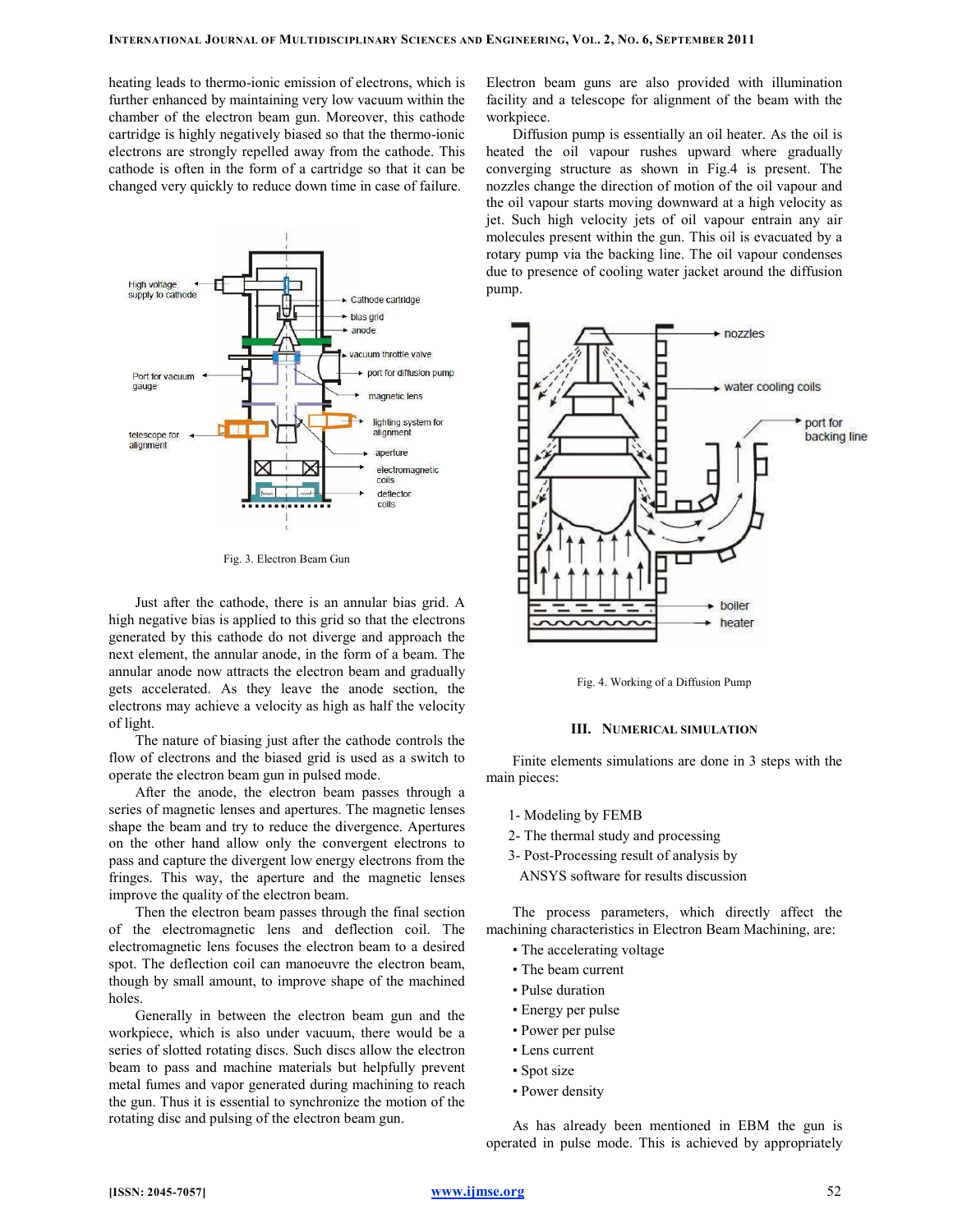heating leads to thermo-ionic emission of electrons, which is further enhanced by maintaining very low vacuum within the chamber of the electron beam gun. Moreover, this cathode cartridge is highly negatively biased so that the thermo-ionic electrons are strongly repelled away from the cathode. This cathode is often in the form of a cartridge so that it can be changed very quickly to reduce down time in case of failure.

Fig. 3. Electron Beam Gun

Just after the cathode, there is an annular bias grid. A high negative bias is applied to this grid so that the electrons generated by this cathode do not diverge and approach the next element, the annular anode, in the form of a beam. The annular anode now attracts the electron beam and gradually gets accelerated. As they leave the anode section, the electrons may achieve a velocity as high as half the velocity of light.

The nature of biasing just after the cathode controls the flow of electrons and the biased grid is used as a switch to operate the electron beam gun in pulsed mode.

After the anode, the electron beam passes through a series of magnetic lenses and apertures. The magnetic lenses shape the beam and try to reduce the divergence. Apertures on the other hand allow only the convergent electrons to pass and capture the divergent low energy electrons from the fringes. This way, the aperture and the magnetic lenses improve the quality of the electron beam.

Then the electron beam passes through the final section of the electromagnetic lens and deflection coil. The electromagnetic lens focuses the electron beam to a desired spot. The deflection coil can manoeuvre the electron beam, though by small amount, to improve shape of the machined holes.

Generally in between the electron beam gun and the workpiece, which is also under vacuum, there would be a series of slotted rotating discs. Such discs allow the electron beam to pass and machine materials but helpfully prevent metal fumes and vapor generated during machining to reach the gun. Thus it is essential to synchronize the motion of the rotating disc and pulsing of the electron beam gun.

Electron beam guns are also provided with illumination facility and a telescope for alignment of the beam with the workpiece.

Diffusion pump is essentially an oil heater. As the oil is heated the oil vapour rushes upward where gradually converging structure as shown in Fig.4 is present. The nozzles change the direction of motion of the oil vapour and the oil vapour starts moving downward at a high velocity as jet. Such high velocity jets of oil vapour entrain any air molecules present within the gun. This oil is evacuated by a rotary pump via the backing line. The oil vapour condenses due to presence of cooling water jacket around the diffusion pump.

Fig. 4. Working of a Diffusion Pump

## III. Numerical Simulation

Finite elements simulations are done in 3 steps with the main pieces:

1- Modeling by FEMB
2- The thermal study and processing
3- Post-Processing result of analysis by ANSYS software for results discussion

The process parameters, which directly affect the machining characteristics in Electron Beam Machining, are:

- The accelerating voltage
- The beam current
- Pulse duration
- Energy per pulse
- Power per pulse
- Lens current
- Spot size
- Power density

As has already been mentioned in EBM the gun is operated in pulse mode. This is achieved by appropriately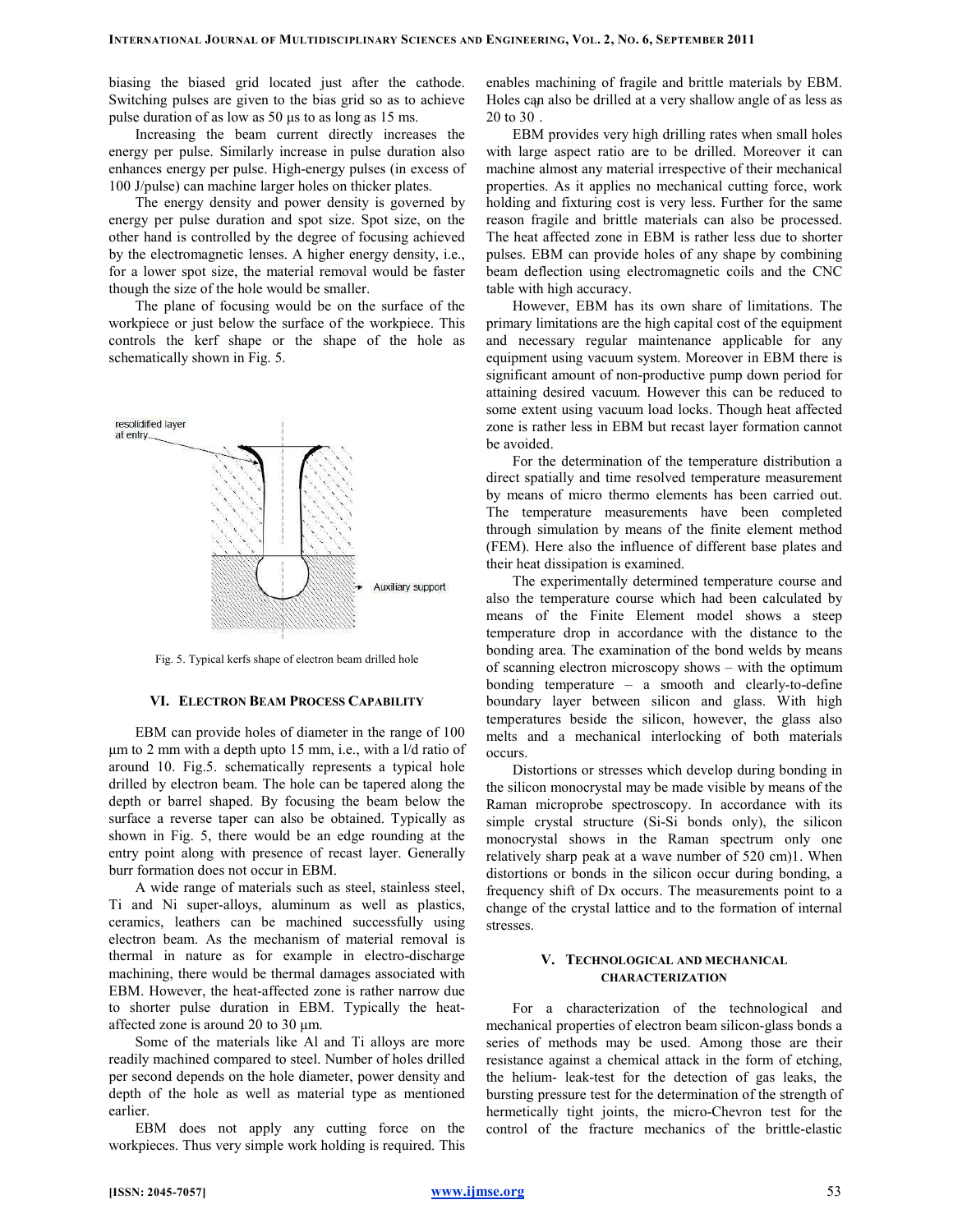biasing the biased grid located just after the cathode. Switching pulses are given to the bias grid so as to achieve pulse duration of as low as 50 μs to as long as 15 ms.

Increasing the beam current directly increases the energy per pulse. Similarly increase in pulse duration also enhances energy per pulse. High-energy pulses (in excess of 100 J/pulse) can machine larger holes on thicker plates.

The energy density and power density is governed by energy per pulse duration and spot size. Spot size, on the other hand is controlled by the degree of focusing achieved by the electromagnetic lenses. A higher energy density, i.e., for a lower spot size, the material removal would be faster though the size of the hole would be smaller.

The plane of focusing would be on the surface of the workpiece or just below the surface of the workpiece. This controls the kerf shape or the shape of the hole as schematically shown in Fig. 5.

Fig. 5. Typical kerfs shape of electron beam drilled hole

## VI. Electron Beam Process Capability

EBM can provide holes of diameter in the range of 100 μm to 2 mm with a depth upto 15 mm, i.e., with a l/d ratio of around 10. Fig.5. schematically represents a typical hole drilled by electron beam. The hole can be tapered along the depth or barrel shaped. By focusing the beam below the surface a reverse taper can also be obtained. Typically as shown in Fig. 5, there would be an edge rounding at the entry point along with presence of recast layer. Generally burr formation does not occur in EBM.

A wide range of materials such as steel, stainless steel, Ti and Ni super-alloys, aluminum as well as plastics, ceramics, leathers can be machined successfully using electron beam. As the mechanism of material removal is thermal in nature as for example in electro-discharge machining, there would be thermal damages associated with EBM. However, the heat-affected zone is rather narrow due to shorter pulse duration in EBM. Typically the heat-affected zone is around 20 to 30 μm.

Some of the materials like Al and Ti alloys are more readily machined compared to steel. Number of holes drilled per second depends on the hole diameter, power density and depth of the hole as well as material type as mentioned earlier.

EBM does not apply any cutting force on the workpieces. Thus very simple work holding is required. This enables machining of fragile and brittle materials by EBM. Holes can also be drilled at a very shallow angle of as less as 20 to 30 .

EBM provides very high drilling rates when small holes with large aspect ratio are to be drilled. Moreover it can machine almost any material irrespective of their mechanical properties. As it applies no mechanical cutting force, work holding and fixturing cost is very less. Further for the same reason fragile and brittle materials can also be processed. The heat affected zone in EBM is rather less due to shorter pulses. EBM can provide holes of any shape by combining beam deflection using electromagnetic coils and the CNC table with high accuracy.

However, EBM has its own share of limitations. The primary limitations are the high capital cost of the equipment and necessary regular maintenance applicable for any equipment using vacuum system. Moreover in EBM there is significant amount of non-productive pump down period for attaining desired vacuum. However this can be reduced to some extent using vacuum load locks. Though heat affected zone is rather less in EBM but recast layer formation cannot be avoided.

For the determination of the temperature distribution a direct spatially and time resolved temperature measurement by means of micro thermo elements has been carried out. The temperature measurements have been completed through simulation by means of the finite element method (FEM). Here also the influence of different base plates and their heat dissipation is examined.

The experimentally determined temperature course and also the temperature course which had been calculated by means of the Finite Element model shows a steep temperature drop in accordance with the distance to the bonding area. The examination of the bond welds by means of scanning electron microscopy shows – with the optimum bonding temperature – a smooth and clearly-to-define boundary layer between silicon and glass. With high temperatures beside the silicon, however, the glass also melts and a mechanical interlocking of both materials occurs.

Distortions or stresses which develop during bonding in the silicon monocrystal may be made visible by means of the Raman microprobe spectroscopy. In accordance with its simple crystal structure (Si-Si bonds only), the silicon monocrystal shows in the Raman spectrum only one relatively sharp peak at a wave number of 520 cm)1. When distortions or bonds in the silicon occur during bonding, a frequency shift of Dx occurs. The measurements point to a change of the crystal lattice and to the formation of internal stresses.

## V. Technological and Mechanical Characterization

For a characterization of the technological and mechanical properties of electron beam silicon-glass bonds a series of methods may be used. Among those are their resistance against a chemical attack in the form of etching, the helium- leak-test for the detection of gas leaks, the bursting pressure test for the determination of the strength of hermetically tight joints, the micro-Chevron test for the control of the fracture mechanics of the brittle-elastic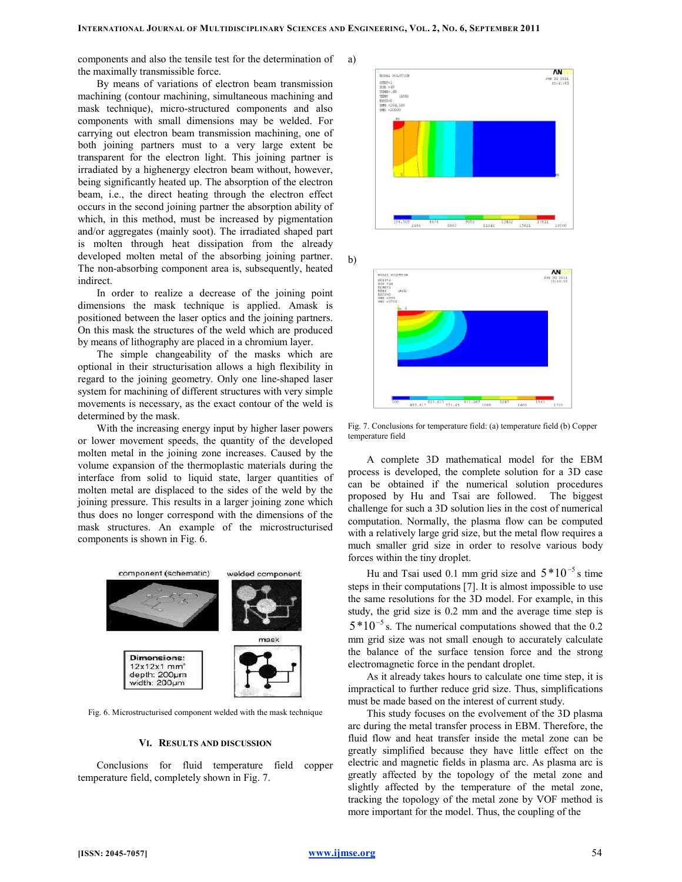components and also the tensile test for the determination of the maximally transmissible force.

By means of variations of electron beam transmission machining (contour machining, simultaneous machining and mask technique), micro-structured components and also components with small dimensions may be welded. For carrying out electron beam transmission machining, one of both joining partners must to a very large extent be transparent for the electron light. This joining partner is irradiated by a highenergy electron beam without, however, being significantly heated up. The absorption of the electron beam, i.e., the direct heating through the electron effect occurs in the second joining partner the absorption ability of which, in this method, must be increased by pigmentation and/or aggregates (mainly soot). The irradiated shaped part is molten through heat dissipation from the already developed molten metal of the absorbing joining partner. The non-absorbing component area is, subsequently, heated indirect.

In order to realize a decrease of the joining point dimensions the mask technique is applied. Amask is positioned between the laser optics and the joining partners. On this mask the structures of the weld which are produced by means of lithography are placed in a chromium layer.

The simple changeability of the masks which are optional in their structurisation allows a high flexibility in regard to the joining geometry. Only one line-shaped laser system for machining of different structures with very simple movements is necessary, as the exact contour of the weld is determined by the mask.

With the increasing energy input by higher laser powers or lower movement speeds, the quantity of the developed molten metal in the joining zone increases. Caused by the volume expansion of the thermoplastic materials during the interface from solid to liquid state, larger quantities of molten metal are displaced to the sides of the weld by the joining pressure. This results in a larger joining zone which thus does no longer correspond with the dimensions of the mask structures. An example of the microstructurised components is shown in Fig. 6.

Fig. 6. Microstructurised component welded with the mask technique

## VI. Results and Discussion

Conclusions for fluid temperature field copper temperature field, completely shown in Fig. 7.

Fig. 7. Conclusions for temperature field: (a) temperature field (b) Copper temperature field

A complete 3D mathematical model for the EBM process is developed, the complete solution for a 3D case can be obtained if the numerical solution procedures proposed by Hu and Tsai are followed. The biggest challenge for such a 3D solution lies in the cost of numerical computation. Normally, the plasma flow can be computed with a relatively large grid size, but the metal flow requires a much smaller grid size in order to resolve various body forces within the tiny droplet.

Hu and Tsai used 0.1 mm grid size and $5*10^{-5}$ s time steps in their computations [7]. It is almost impossible to use the same resolutions for the 3D model. For example, in this study, the grid size is 0.2 mm and the average time step is $5*10^{-5}$ s. The numerical computations showed that the 0.2 mm grid size was not small enough to accurately calculate the balance of the surface tension force and the strong electromagnetic force in the pendant droplet.

As it already takes hours to calculate one time step, it is impractical to further reduce grid size. Thus, simplifications must be made based on the interest of current study.

This study focuses on the evolvement of the 3D plasma arc during the metal transfer process in EBM. Therefore, the fluid flow and heat transfer inside the metal zone can be greatly simplified because they have little effect on the electric and magnetic fields in plasma arc. As plasma arc is greatly affected by the topology of the metal zone and slightly affected by the temperature of the metal zone, tracking the topology of the metal zone by VOF method is more important for the model. Thus, the coupling of the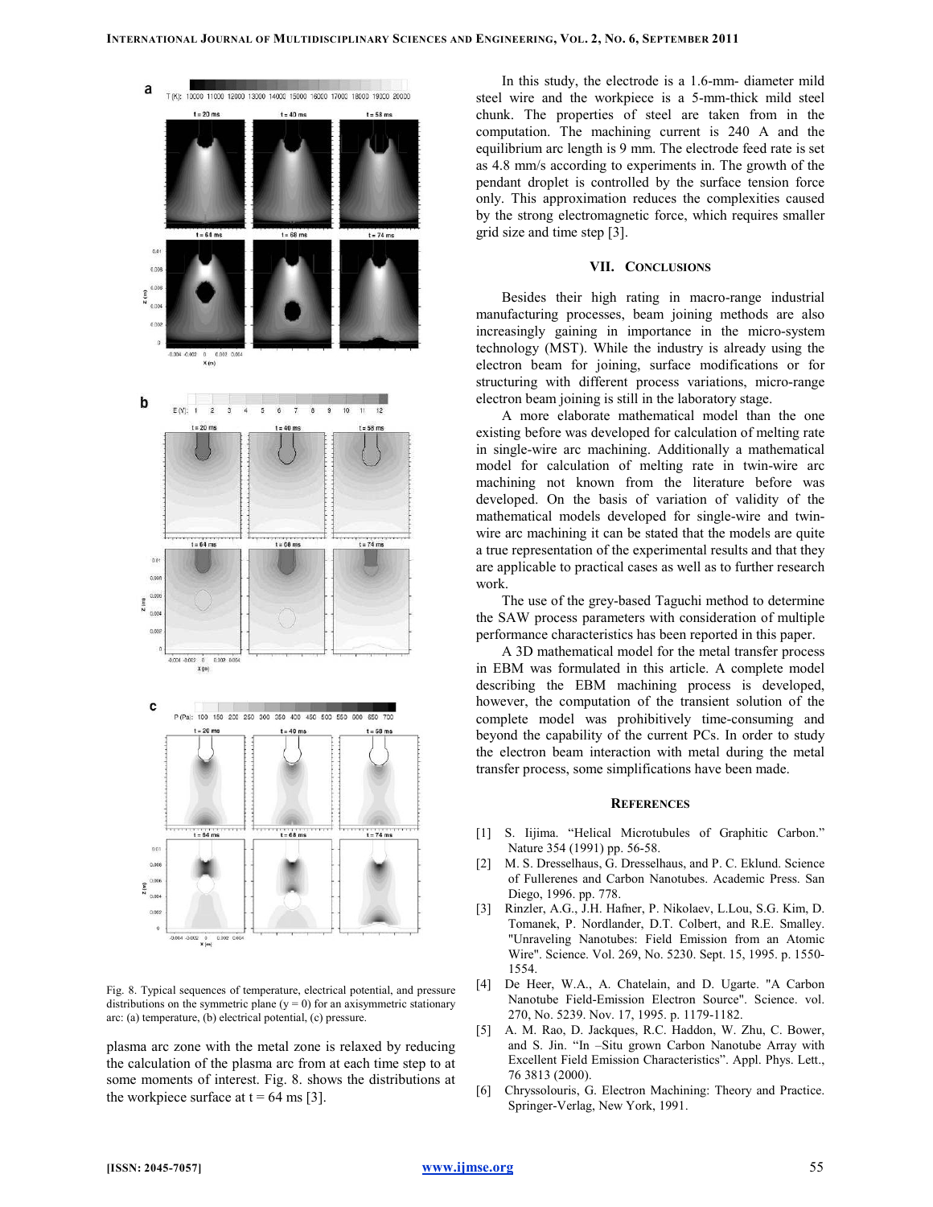Fig. 8. Typical sequences of temperature, electrical potential, and pressure distributions on the symmetric plane (y = 0) for an axisymmetric stationary arc: (a) temperature, (b) electrical potential, (c) pressure.

plasma arc zone with the metal zone is relaxed by reducing the calculation of the plasma arc from at each time step to at some moments of interest. Fig. 8. shows the distributions at the workpiece surface at t = 64 ms [3].

In this study, the electrode is a 1.6-mm- diameter mild steel wire and the workpiece is a 5-mm-thick mild steel chunk. The properties of steel are taken from in the computation. The machining current is 240 A and the equilibrium arc length is 9 mm. The electrode feed rate is set as 4.8 mm/s according to experiments in. The growth of the pendant droplet is controlled by the surface tension force only. This approximation reduces the complexities caused by the strong electromagnetic force, which requires smaller grid size and time step [3].

## VII. Conclusions

Besides their high rating in macro-range industrial manufacturing processes, beam joining methods are also increasingly gaining in importance in the micro-system technology (MST). While the industry is already using the electron beam for joining, surface modifications or for structuring with different process variations, micro-range electron beam joining is still in the laboratory stage.

A more elaborate mathematical model than the one existing before was developed for calculation of melting rate in single-wire arc machining. Additionally a mathematical model for calculation of melting rate in twin-wire arc machining not known from the literature before was developed. On the basis of variation of validity of the mathematical models developed for single-wire and twin-wire arc machining it can be stated that the models are quite a true representation of the experimental results and that they are applicable to practical cases as well as to further research work.

The use of the grey-based Taguchi method to determine the SAW process parameters with consideration of multiple performance characteristics has been reported in this paper.

A 3D mathematical model for the metal transfer process in EBM was formulated in this article. A complete model describing the EBM machining process is developed, however, the computation of the transient solution of the complete model was prohibitively time-consuming and beyond the capability of the current PCs. In order to study the electron beam interaction with metal during the metal transfer process, some simplifications have been made.

## References

[1] S. Iijima. "Helical Microtubules of Graphitic Carbon." Nature 354 (1991) pp. 56-58.

[2] M. S. Dresselhaus, G. Dresselhaus, and P. C. Eklund. Science of Fullerenes and Carbon Nanotubes. Academic Press. San Diego, 1996. pp. 778.

[3] Rinzler, A.G., J.H. Hafner, P. Nikolaev, L.Lou, S.G. Kim, D. Tomanek, P. Nordlander, D.T. Colbert, and R.E. Smalley. "Unraveling Nanotubes: Field Emission from an Atomic Wire". Science. Vol. 269, No. 5230. Sept. 15, 1995. p. 1550-1554.

[4] De Heer, W.A., A. Chatelain, and D. Ugarte. "A Carbon Nanotube Field-Emission Electron Source". Science. vol. 270, No. 5239. Nov. 17, 1995. p. 1179-1182.

[5] A. M. Rao, D. Jackques, R.C. Haddon, W. Zhu, C. Bower, and S. Jin. "In –Situ grown Carbon Nanotube Array with Excellent Field Emission Characteristics". Appl. Phys. Lett., 76 3813 (2000).

[6] Chryssolouris, G. Electron Machining: Theory and Practice. Springer-Verlag, New York, 1991.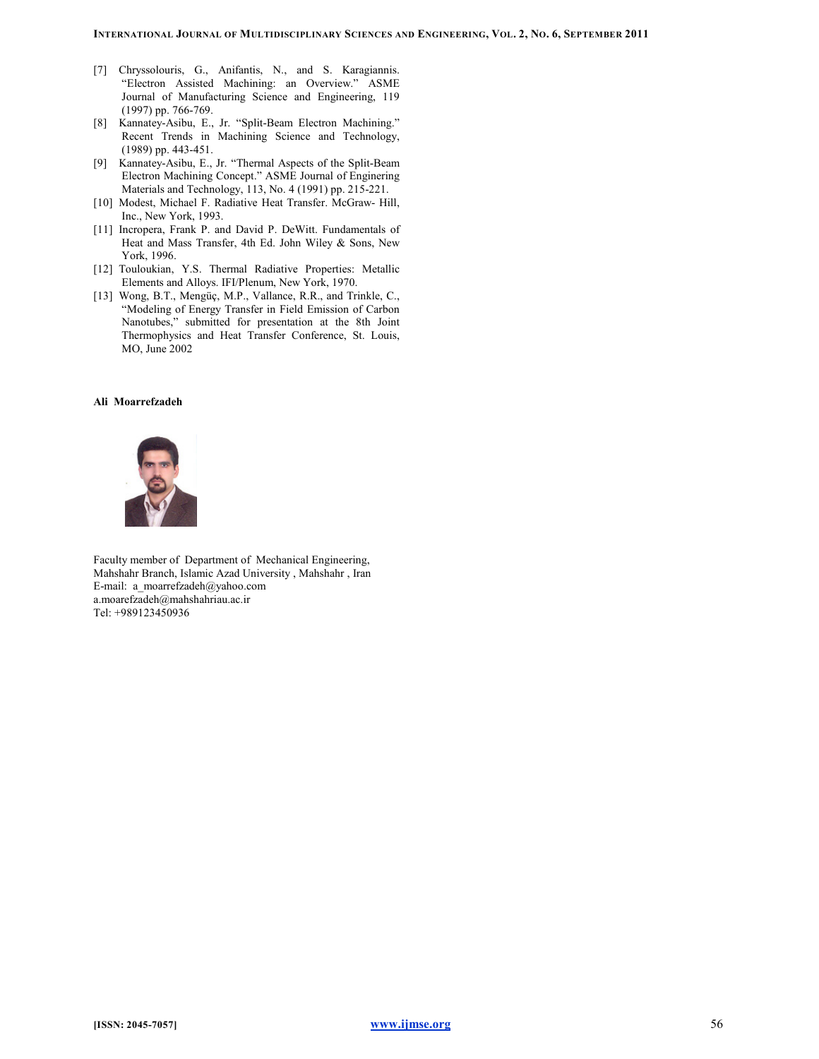[7] Chryssolouris, G., Anifantis, N., and S. Karagiannis. "Electron Assisted Machining: an Overview." ASME Journal of Manufacturing Science and Engineering, 119 (1997) pp. 766-769.

[8] Kannatey-Asibu, E., Jr. "Split-Beam Electron Machining." Recent Trends in Machining Science and Technology, (1989) pp. 443-451.

[9] Kannatey-Asibu, E., Jr. "Thermal Aspects of the Split-Beam Electron Machining Concept." ASME Journal of Enginering Materials and Technology, 113, No. 4 (1991) pp. 215-221.

[10] Modest, Michael F. Radiative Heat Transfer. McGraw- Hill, Inc., New York, 1993.

[11] Incropera, Frank P. and David P. DeWitt. Fundamentals of Heat and Mass Transfer, 4th Ed. John Wiley & Sons, New York, 1996.

[12] Touloukian, Y.S. Thermal Radiative Properties: Metallic Elements and Alloys. IFI/Plenum, New York, 1970.

[13] Wong, B.T., Mengüç, M.P., Vallance, R.R., and Trinkle, C., "Modeling of Energy Transfer in Field Emission of Carbon Nanotubes," submitted for presentation at the 8th Joint Thermophysics and Heat Transfer Conference, St. Louis, MO, June 2002

**Ali Moarrefzadeh**

Faculty member of Department of Mechanical Engineering, Mahshahr Branch, Islamic Azad University , Mahshahr , Iran
E-mail: a_moarrefzadeh@yahoo.com
a.moarefzadeh@mahshahriau.ac.ir
Tel: +989123450936